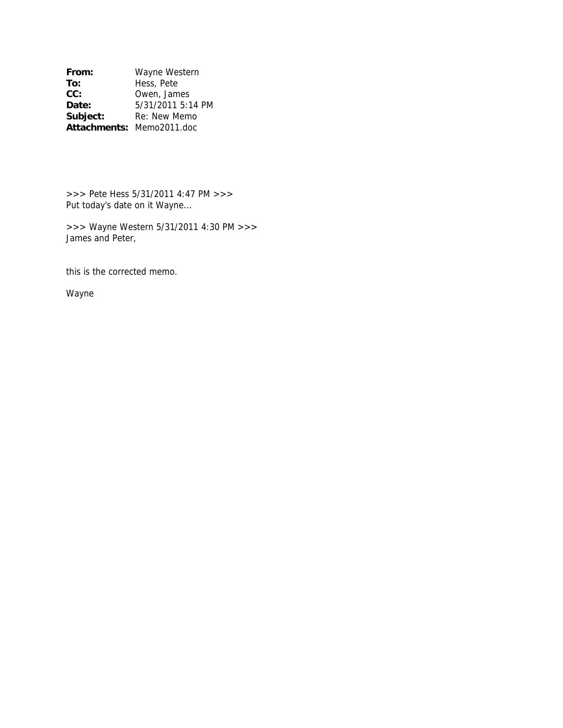**From:** Wayne Western
**To:** Hess, Pete
**CC:** Owen, James
**Date:** 5/31/2011 5:14 PM
**Subject:** Re: New Memo
**Attachments:** Memo2011.doc

>>> Pete Hess 5/31/2011 4:47 PM >>>
Put today's date on it Wayne...

>>> Wayne Western 5/31/2011 4:30 PM >>>
James and Peter,

this is the corrected memo.

Wayne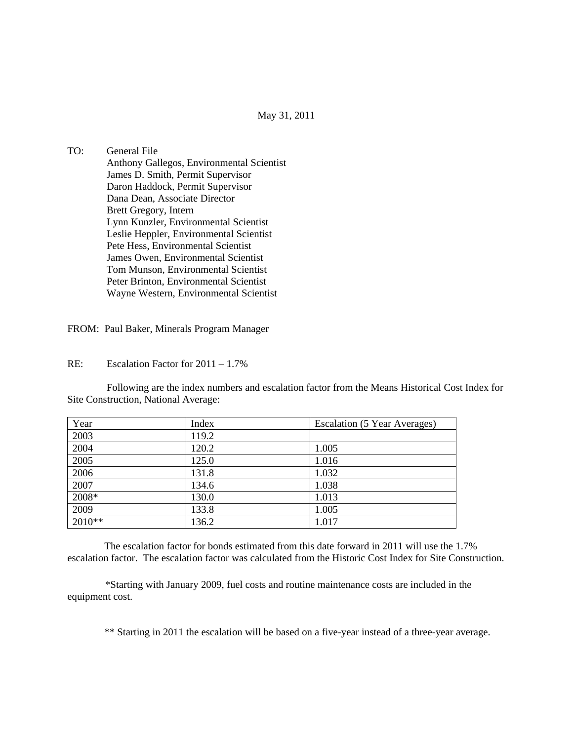May 31, 2011

TO: General File
Anthony Gallegos, Environmental Scientist
James D. Smith, Permit Supervisor
Daron Haddock, Permit Supervisor
Dana Dean, Associate Director
Brett Gregory, Intern
Lynn Kunzler, Environmental Scientist
Leslie Heppler, Environmental Scientist
Pete Hess, Environmental Scientist
James Owen, Environmental Scientist
Tom Munson, Environmental Scientist
Peter Brinton, Environmental Scientist
Wayne Western, Environmental Scientist

FROM: Paul Baker, Minerals Program Manager

RE: Escalation Factor for 2011 – 1.7%

Following are the index numbers and escalation factor from the Means Historical Cost Index for Site Construction, National Average:

| Year | Index | Escalation (5 Year Averages) |
|---|---|---|
| 2003 | 119.2 | |
| 2004 | 120.2 | 1.005 |
| 2005 | 125.0 | 1.016 |
| 2006 | 131.8 | 1.032 |
| 2007 | 134.6 | 1.038 |
| 2008* | 130.0 | 1.013 |
| 2009 | 133.8 | 1.005 |
| 2010** | 136.2 | 1.017 |

The escalation factor for bonds estimated from this date forward in 2011 will use the 1.7% escalation factor. The escalation factor was calculated from the Historic Cost Index for Site Construction.

*Starting with January 2009, fuel costs and routine maintenance costs are included in the equipment cost.

** Starting in 2011 the escalation will be based on a five-year instead of a three-year average.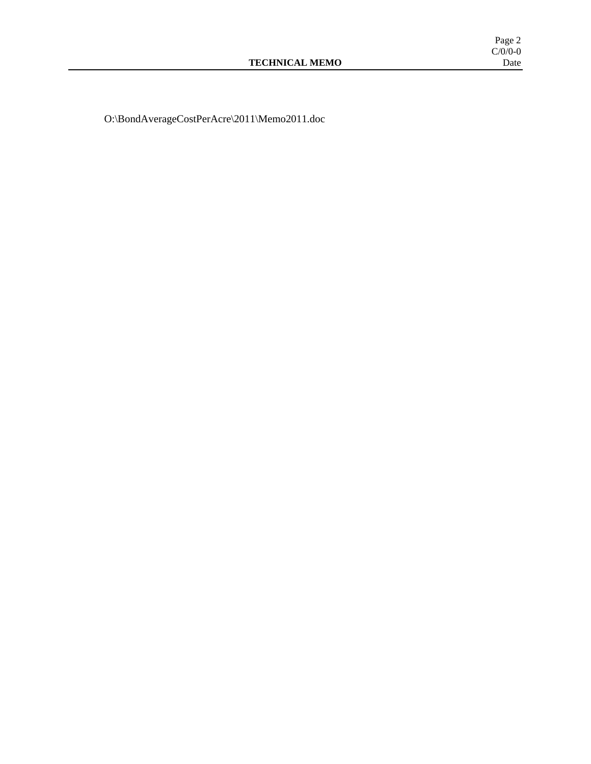O:\BondAverageCostPerAcre\2011\Memo2011.doc